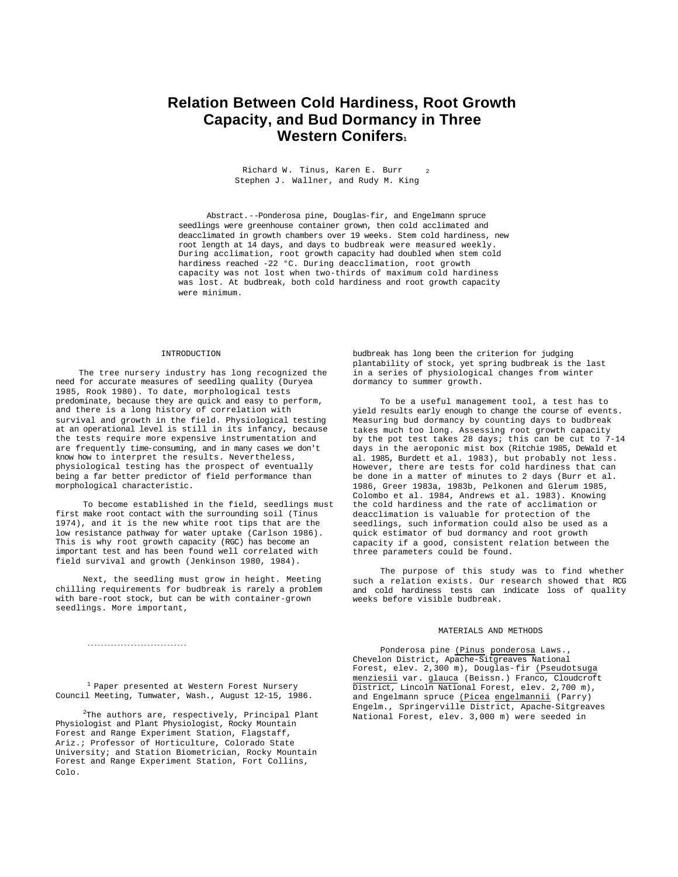# Relation Between Cold Hardiness, Root Growth Capacity, and Bud Dormancy in Three Western Conifers[1]

Richard W. Tinus, Karen E. Burr[2]
Stephen J. Wallner, and Rudy M. King

Abstract.--Ponderosa pine, Douglas-fir, and Engelmann spruce seedlings were greenhouse container grown, then cold acclimated and deacclimated in growth chambers over 19 weeks. Stem cold hardiness, new root length at 14 days, and days to budbreak were measured weekly. During acclimation, root growth capacity had doubled when stem cold hardiness reached -22 °C. During deacclimation, root growth capacity was not lost when two-thirds of maximum cold hardiness was lost. At budbreak, both cold hardiness and root growth capacity were minimum.

## INTRODUCTION

The tree nursery industry has long recognized the need for accurate measures of seedling quality (Duryea 1985, Rook 1980). To date, morphological tests predominate, because they are quick and easy to perform, and there is a long history of correlation with survival and growth in the field. Physiological testing at an operational level is still in its infancy, because the tests require more expensive instrumentation and are frequently time-consuming, and in many cases we don't know how to interpret the results. Nevertheless, physiological testing has the prospect of eventually being a far better predictor of field performance than morphological characteristic.

To become established in the field, seedlings must first make root contact with the surrounding soil (Tinus 1974), and it is the new white root tips that are the low resistance pathway for water uptake (Carlson 1986). This is why root growth capacity (RGC) has become an important test and has been found well correlated with field survival and growth (Jenkinson 1980, 1984).

Next, the seedling must grow in height. Meeting chilling requirements for budbreak is rarely a problem with bare-root stock, but can be with container-grown seedlings. More important, budbreak has long been the criterion for judging plantability of stock, yet spring budbreak is the last in a series of physiological changes from winter dormancy to summer growth.

To be a useful management tool, a test has to yield results early enough to change the course of events. Measuring bud dormancy by counting days to budbreak takes much too long. Assessing root growth capacity by the pot test takes 28 days; this can be cut to 7-14 days in the aeroponic mist box (Ritchie 1985, DeWald et al. 1985, Burdett et al. 1983), but probably not less. However, there are tests for cold hardiness that can be done in a matter of minutes to 2 days (Burr et al. 1986, Greer 1983a, 1983b, Pelkonen and Glerum 1985, Colombo et al. 1984, Andrews et al. 1983). Knowing the cold hardiness and the rate of acclimation or deacclimation is valuable for protection of the seedlings, such information could also be used as a quick estimator of bud dormancy and root growth capacity if a good, consistent relation between the three parameters could be found.

The purpose of this study was to find whether such a relation exists. Our research showed that RCG and cold hardiness tests can indicate loss of quality weeks before visible budbreak.

## MATERIALS AND METHODS

Ponderosa pine (Pinus ponderosa Laws., Chevelon District, Apache-Sitgreaves National Forest, elev. 2,300 m), Douglas-fir (Pseudotsuga menziesii var. glauca (Beissn.) Franco, Cloudcroft District, Lincoln National Forest, elev. 2,700 m), and Engelmann spruce (Picea engelmannii (Parry) Engelm., Springerville District, Apache-Sitgreaves National Forest, elev. 3,000 m) were seeded in

---

[1] Paper presented at Western Forest Nursery Council Meeting, Tumwater, Wash., August 12-15, 1986.

[2] The authors are, respectively, Principal Plant Physiologist and Plant Physiologist, Rocky Mountain Forest and Range Experiment Station, Flagstaff, Ariz.; Professor of Horticulture, Colorado State University; and Station Biometrician, Rocky Mountain Forest and Range Experiment Station, Fort Collins, Colo.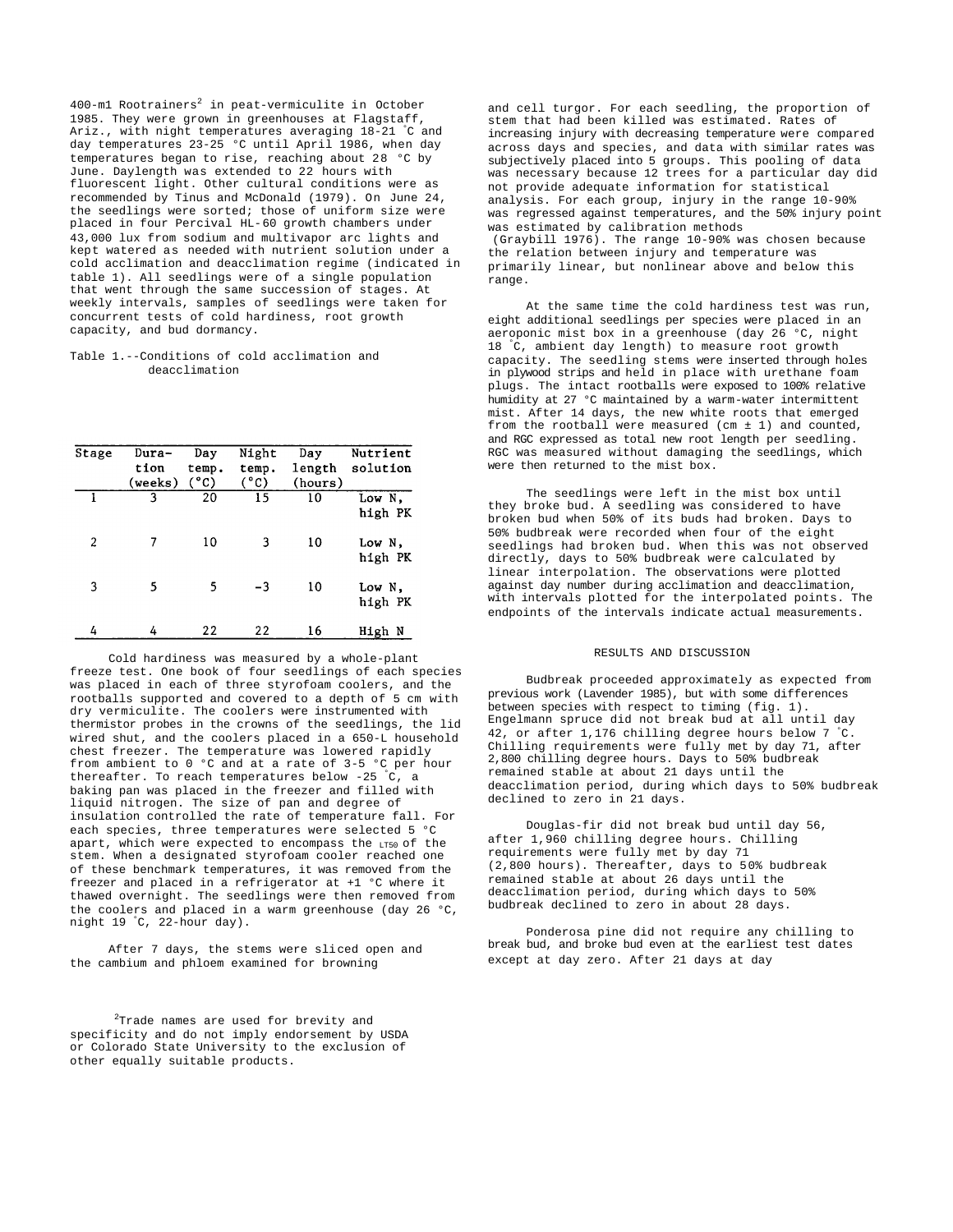400-ml Rootrainers[2] in peat-vermiculite in October 1985. They were grown in greenhouses at Flagstaff, Ariz., with night temperatures averaging 18-21 °C and day temperatures 23-25 °C until April 1986, when day temperatures began to rise, reaching about 28 °C by June. Daylength was extended to 22 hours with fluorescent light. Other cultural conditions were as recommended by Tinus and McDonald (1979). On June 24, the seedlings were sorted; those of uniform size were placed in four Percival HL-60 growth chambers under 43,000 lux from sodium and multivapor arc lights and kept watered as needed with nutrient solution under a cold acclimation and deacclimation regime (indicated in table 1). All seedlings were of a single population that went through the same succession of stages. At weekly intervals, samples of seedlings were taken for concurrent tests of cold hardiness, root growth capacity, and bud dormancy.

Table 1.--Conditions of cold acclimation and deacclimation

| Stage | Duration (weeks) | Day temp. (°C) | Night temp. (°C) | Day length (hours) | Nutrient solution |
|---|---|---|---|---|---|
| 1 | 3 | 20 | 15 | 10 | Low N, high PK |
| 2 | 7 | 10 | 3 | 10 | Low N, high PK |
| 3 | 5 | 5 | -3 | 10 | Low N, high PK |
| 4 | 4 | 22 | 22 | 16 | High N |

Cold hardiness was measured by a whole-plant freeze test. One book of four seedlings of each species was placed in each of three styrofoam coolers, and the rootballs supported and covered to a depth of 5 cm with dry vermiculite. The coolers were instrumented with thermistor probes in the crowns of the seedlings, the lid wired shut, and the coolers placed in a 650-L household chest freezer. The temperature was lowered rapidly from ambient to 0 °C and at a rate of 3-5 °C per hour thereafter. To reach temperatures below -25 °C, a baking pan was placed in the freezer and filled with liquid nitrogen. The size of pan and degree of insulation controlled the rate of temperature fall. For each species, three temperatures were selected 5 °C apart, which were expected to encompass the $LT_{50}$ of the stem. When a designated styrofoam cooler reached one of these benchmark temperatures, it was removed from the freezer and placed in a refrigerator at +1 °C where it thawed overnight. The seedlings were then removed from the coolers and placed in a warm greenhouse (day 26 °C, night 19 °C, 22-hour day).

After 7 days, the stems were sliced open and the cambium and phloem examined for browning and cell turgor. For each seedling, the proportion of stem that had been killed was estimated. Rates of increasing injury with decreasing temperature were compared across days and species, and data with similar rates was subjectively placed into 5 groups. This pooling of data was necessary because 12 trees for a particular day did not provide adequate information for statistical analysis. For each group, injury in the range 10-90% was regressed against temperatures, and the 50% injury point was estimated by calibration methods (Graybill 1976). The range 10-90% was chosen because the relation between injury and temperature was primarily linear, but nonlinear above and below this range.

At the same time the cold hardiness test was run, eight additional seedlings per species were placed in an aeroponic mist box in a greenhouse (day 26 °C, night 18 °C, ambient day length) to measure root growth capacity. The seedling stems were inserted through holes in plywood strips and held in place with urethane foam plugs. The intact rootballs were exposed to 100% relative humidity at 27 °C maintained by a warm-water intermittent mist. After 14 days, the new white roots that emerged from the rootball were measured (cm ± 1) and counted, and RGC expressed as total new root length per seedling. RGC was measured without damaging the seedlings, which were then returned to the mist box.

The seedlings were left in the mist box until they broke bud. A seedling was considered to have broken bud when 50% of its buds had broken. Days to 50% budbreak were recorded when four of the eight seedlings had broken bud. When this was not observed directly, days to 50% budbreak were calculated by linear interpolation. The observations were plotted against day number during acclimation and deacclimation, with intervals plotted for the interpolated points. The endpoints of the intervals indicate actual measurements.

## RESULTS AND DISCUSSION

Budbreak proceeded approximately as expected from previous work (Lavender 1985), but with some differences between species with respect to timing (fig. 1). Engelmann spruce did not break bud at all until day 42, or after 1,176 chilling degree hours below 7 °C. Chilling requirements were fully met by day 71, after 2,800 chilling degree hours. Days to 50% budbreak remained stable at about 21 days until the deacclimation period, during which days to 50% budbreak declined to zero in 21 days.

Douglas-fir did not break bud until day 56, after 1,960 chilling degree hours. Chilling requirements were fully met by day 71 (2,800 hours). Thereafter, days to 50% budbreak remained stable at about 26 days until the deacclimation period, during which days to 50% budbreak declined to zero in about 28 days.

Ponderosa pine did not require any chilling to break bud, and broke bud even at the earliest test dates except at day zero. After 21 days at day

[2]Trade names are used for brevity and specificity and do not imply endorsement by USDA or Colorado State University to the exclusion of other equally suitable products.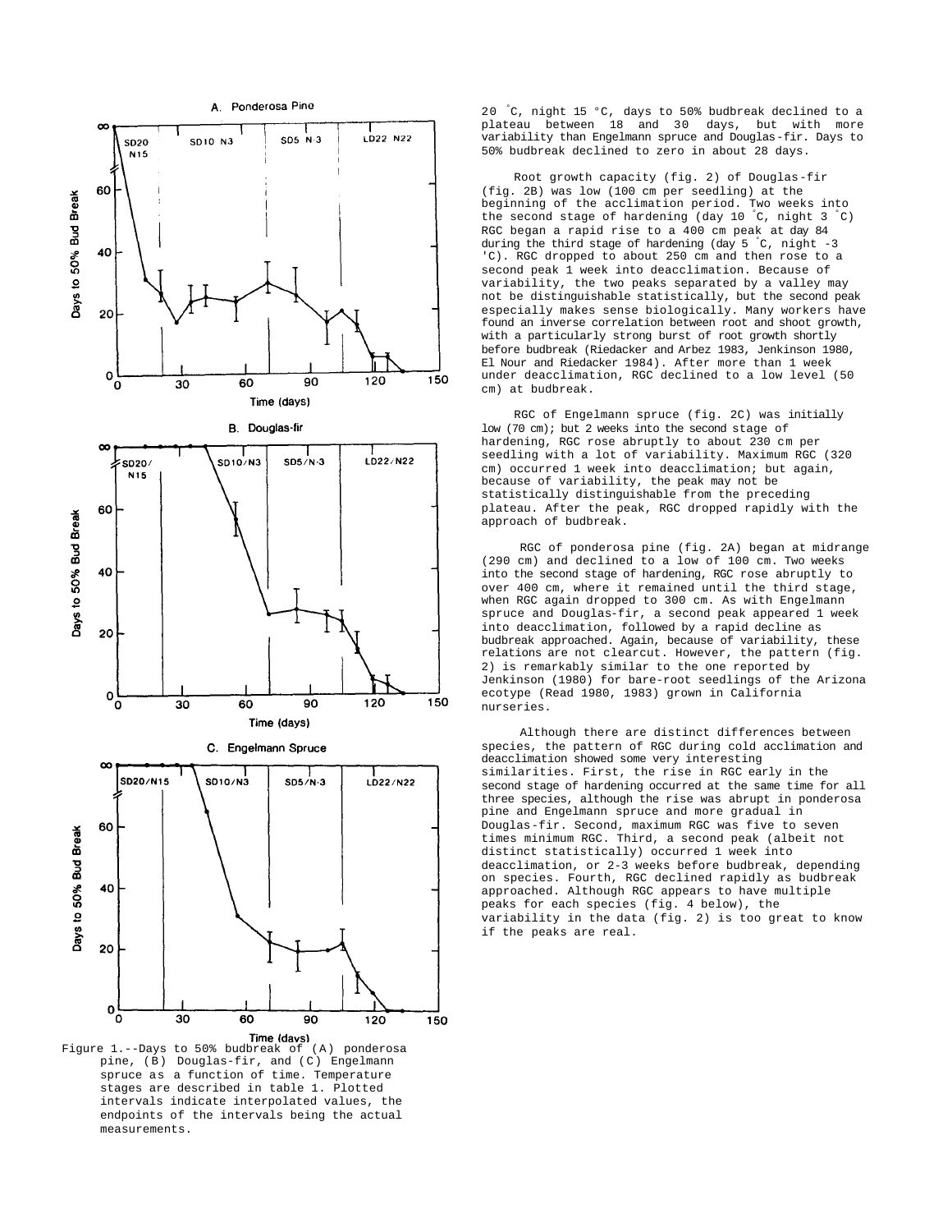Figure 1.--Days to 50% budbreak of (A) ponderosa pine, (B) Douglas-fir, and (C) Engelmann spruce as a function of time. Temperature stages are described in table 1. Plotted intervals indicate interpolated values, the endpoints of the intervals being the actual measurements.

20 °C, night 15 °C, days to 50% budbreak declined to a plateau between 18 and 30 days, but with more variability than Engelmann spruce and Douglas-fir. Days to 50% budbreak declined to zero in about 28 days.

Root growth capacity (fig. 2) of Douglas-fir (fig. 2B) was low (100 cm per seedling) at the beginning of the acclimation period. Two weeks into the second stage of hardening (day 10 °C, night 3 °C) RGC began a rapid rise to a 400 cm peak at day 84 during the third stage of hardening (day 5 °C, night -3 °C). RGC dropped to about 250 cm and then rose to a second peak 1 week into deacclimation. Because of variability, the two peaks separated by a valley may not be distinguishable statistically, but the second peak especially makes sense biologically. Many workers have found an inverse correlation between root and shoot growth, with a particularly strong burst of root growth shortly before budbreak (Riedacker and Arbez 1983, Jenkinson 1980, El Nour and Riedacker 1984). After more than 1 week under deacclimation, RGC declined to a low level (50 cm) at budbreak.

RGC of Engelmann spruce (fig. 2C) was initially low (70 cm); but 2 weeks into the second stage of hardening, RGC rose abruptly to about 230 cm per seedling with a lot of variability. Maximum RGC (320 cm) occurred 1 week into deacclimation; but again, because of variability, the peak may not be statistically distinguishable from the preceding plateau. After the peak, RGC dropped rapidly with the approach of budbreak.

RGC of ponderosa pine (fig. 2A) began at midrange (290 cm) and declined to a low of 100 cm. Two weeks into the second stage of hardening, RGC rose abruptly to over 400 cm, where it remained until the third stage, when RGC again dropped to 300 cm. As with Engelmann spruce and Douglas-fir, a second peak appeared 1 week into deacclimation, followed by a rapid decline as budbreak approached. Again, because of variability, these relations are not clearcut. However, the pattern (fig. 2) is remarkably similar to the one reported by Jenkinson (1980) for bare-root seedlings of the Arizona ecotype (Read 1980, 1983) grown in California nurseries.

Although there are distinct differences between species, the pattern of RGC during cold acclimation and deacclimation showed some very interesting similarities. First, the rise in RGC early in the second stage of hardening occurred at the same time for all three species, although the rise was abrupt in ponderosa pine and Engelmann spruce and more gradual in Douglas-fir. Second, maximum RGC was five to seven times minimum RGC. Third, a second peak (albeit not distinct statistically) occurred 1 week into deacclimation, or 2-3 weeks before budbreak, depending on species. Fourth, RGC declined rapidly as budbreak approached. Although RGC appears to have multiple peaks for each species (fig. 4 below), the variability in the data (fig. 2) is too great to know if the peaks are real.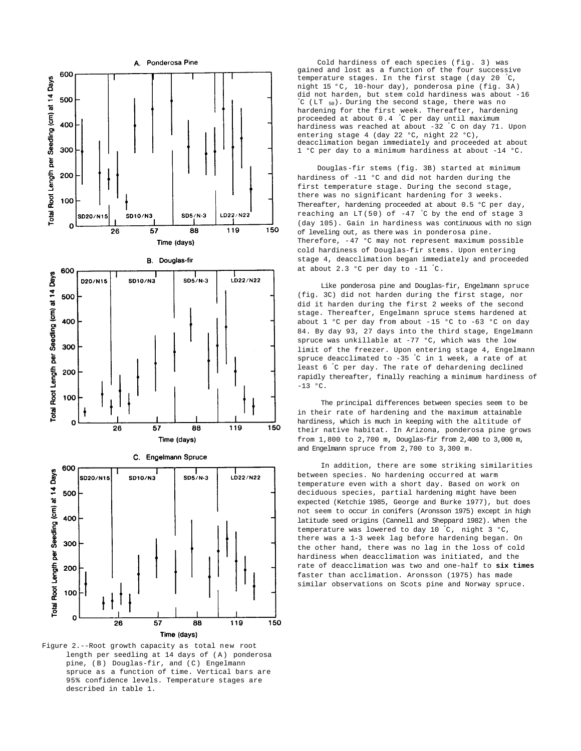Figure 2.--Root growth capacity as total new root length per seedling at 14 days of (A) ponderosa pine, (B) Douglas-fir, and (C) Engelmann spruce as a function of time. Vertical bars are 95% confidence levels. Temperature stages are described in table 1.

Cold hardiness of each species (fig. 3) was gained and lost as a function of the four successive temperature stages. In the first stage (day 20 °C, night 15 °C, 10-hour day), ponderosa pine (fig. 3A) did not harden, but stem cold hardiness was about -16 °C ($LT_{50}$). During the second stage, there was no hardening for the first week. Thereafter, hardening proceeded at about 0.4 °C per day until maximum hardiness was reached at about -32 °C on day 71. Upon entering stage 4 (day 22 °C, night 22 °C), deacclimation began immediately and proceeded at about 1 °C per day to a minimum hardiness at about -14 °C.

Douglas-fir stems (fig. 3B) started at minimum hardiness of -11 °C and did not harden during the first temperature stage. During the second stage, there was no significant hardening for 3 weeks. Thereafter, hardening proceeded at about 0.5 °C per day, reaching an LT(50) of -47 °C by the end of stage 3 (day 105). Gain in hardiness was continuous with no sign of leveling out, as there was in ponderosa pine. Therefore, -47 °C may not represent maximum possible cold hardiness of Douglas-fir stems. Upon entering stage 4, deacclimation began immediately and proceeded at about 2.3 °C per day to -11 °C.

Like ponderosa pine and Douglas-fir, Engelmann spruce (fig. 3C) did not harden during the first stage, nor did it harden during the first 2 weeks of the second stage. Thereafter, Engelmann spruce stems hardened at about 1 °C per day from about -15 °C to -63 °C on day 84. By day 93, 27 days into the third stage, Engelmann spruce was unkillable at -77 °C, which was the low limit of the freezer. Upon entering stage 4, Engelmann spruce deacclimated to -35 °C in 1 week, a rate of at least 6 °C per day. The rate of dehardening declined rapidly thereafter, finally reaching a minimum hardiness of -13 °C.

The principal differences between species seem to be in their rate of hardening and the maximum attainable hardiness, which is much in keeping with the altitude of their native habitat. In Arizona, ponderosa pine grows from 1,800 to 2,700 m, Douglas-fir from 2,400 to 3,000 m, and Engelmann spruce from 2,700 to 3,300 m.

In addition, there are some striking similarities between species. No hardening occurred at warm temperature even with a short day. Based on work on deciduous species, partial hardening might have been expected (Ketchie 1985, George and Burke 1977), but does not seem to occur in conifers (Aronsson 1975) except in high latitude seed origins (Cannell and Sheppard 1982). When the temperature was lowered to day 10 °C, night 3 °C, there was a 1-3 week lag before hardening began. On the other hand, there was no lag in the loss of cold hardiness when deacclimation was initiated, and the rate of deacclimation was two and one-half to **six times** faster than acclimation. Aronsson (1975) has made similar observations on Scots pine and Norway spruce.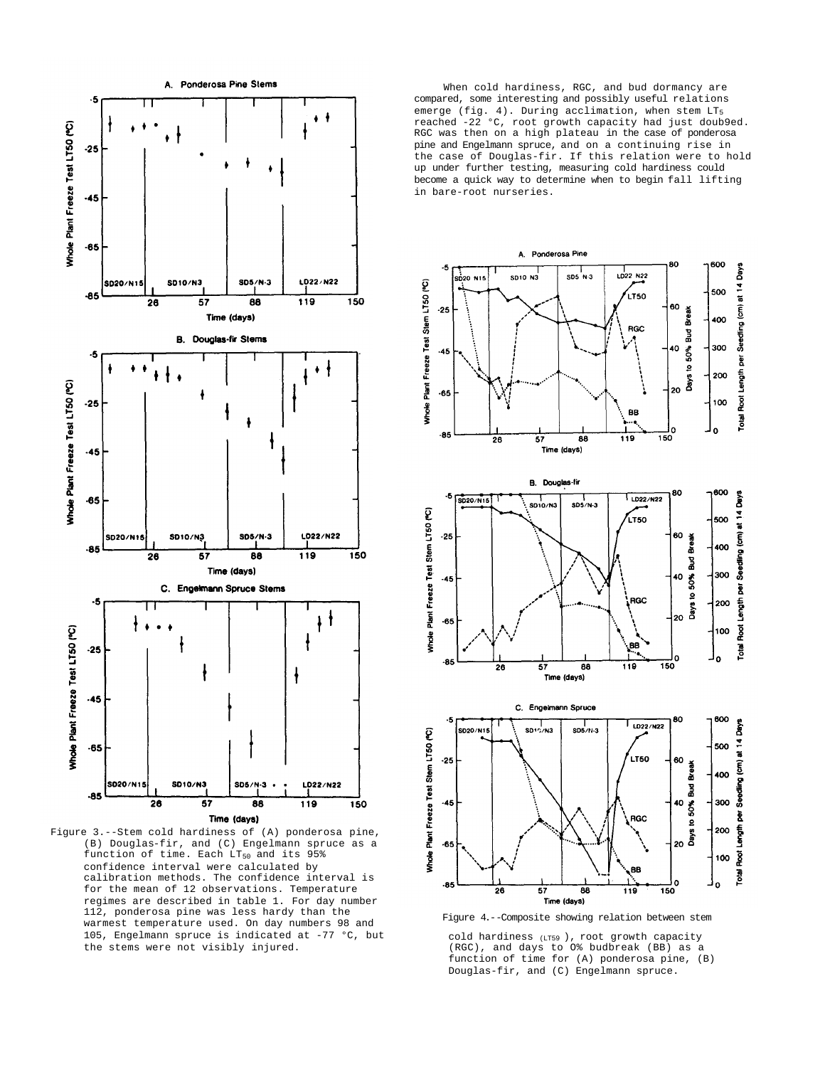When cold hardiness, RGC, and bud dormancy are compared, some interesting and possibly useful relations emerge (fig. 4). During acclimation, when stem $LT_5$ reached -22 °C, root growth capacity had just doub9ed. RGC was then on a high plateau in the case of ponderosa pine and Engelmann spruce, and on a continuing rise in the case of Douglas-fir. If this relation were to hold up under further testing, measuring cold hardiness could become a quick way to determine when to begin fall lifting in bare-root nurseries.

Figure 3.--Stem cold hardiness of (A) ponderosa pine, (B) Douglas-fir, and (C) Engelmann spruce as a function of time. Each $LT_{50}$ and its 95% confidence interval were calculated by calibration methods. The confidence interval is for the mean of 12 observations. Temperature regimes are described in table 1. For day number 112, ponderosa pine was less hardy than the warmest temperature used. On day numbers 98 and 105, Engelmann spruce is indicated at -77 °C, but the stems were not visibly injured.

Figure 4.--Composite showing relation between stem cold hardiness ($LT_{59}$), root growth capacity (RGC), and days to 0% budbreak (BB) as a function of time for (A) ponderosa pine, (B) Douglas-fir, and (C) Engelmann spruce.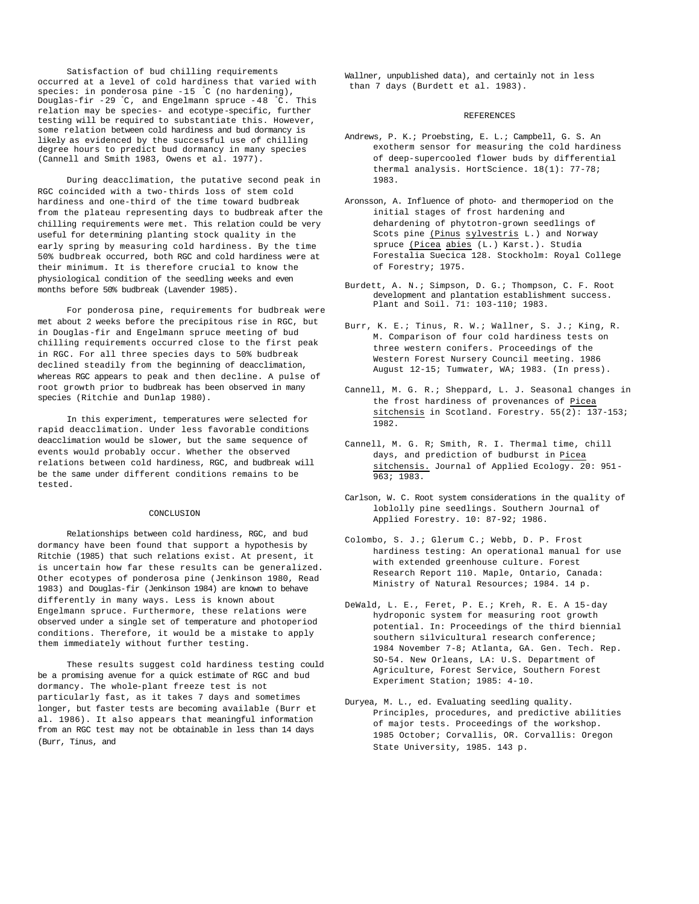Satisfaction of bud chilling requirements occurred at a level of cold hardiness that varied with species: in ponderosa pine -15 °C (no hardening), Douglas-fir -29 °C, and Engelmann spruce -48 °C. This relation may be species- and ecotype-specific, further testing will be required to substantiate this. However, some relation between cold hardiness and bud dormancy is likely as evidenced by the successful use of chilling degree hours to predict bud dormancy in many species (Cannell and Smith 1983, Owens et al. 1977).

During deacclimation, the putative second peak in RGC coincided with a two-thirds loss of stem cold hardiness and one-third of the time toward budbreak from the plateau representing days to budbreak after the chilling requirements were met. This relation could be very useful for determining planting stock quality in the early spring by measuring cold hardiness. By the time 50% budbreak occurred, both RGC and cold hardiness were at their minimum. It is therefore crucial to know the physiological condition of the seedling weeks and even months before 50% budbreak (Lavender 1985).

For ponderosa pine, requirements for budbreak were met about 2 weeks before the precipitous rise in RGC, but in Douglas-fir and Engelmann spruce meeting of bud chilling requirements occurred close to the first peak in RGC. For all three species days to 50% budbreak declined steadily from the beginning of deacclimation, whereas RGC appears to peak and then decline. A pulse of root growth prior to budbreak has been observed in many species (Ritchie and Dunlap 1980).

In this experiment, temperatures were selected for rapid deacclimation. Under less favorable conditions deacclimation would be slower, but the same sequence of events would probably occur. Whether the observed relations between cold hardiness, RGC, and budbreak will be the same under different conditions remains to be tested.

## CONCLUSION

Relationships between cold hardiness, RGC, and bud dormancy have been found that support a hypothesis by Ritchie (1985) that such relations exist. At present, it is uncertain how far these results can be generalized. Other ecotypes of ponderosa pine (Jenkinson 1980, Read 1983) and Douglas-fir (Jenkinson 1984) are known to behave differently in many ways. Less is known about Engelmann spruce. Furthermore, these relations were observed under a single set of temperature and photoperiod conditions. Therefore, it would be a mistake to apply them immediately without further testing.

These results suggest cold hardiness testing could be a promising avenue for a quick estimate of RGC and bud dormancy. The whole-plant freeze test is not particularly fast, as it takes 7 days and sometimes longer, but faster tests are becoming available (Burr et al. 1986). It also appears that meaningful information from an RGC test may not be obtainable in less than 14 days (Burr, Tinus, and Wallner, unpublished data), and certainly not in less than 7 days (Burdett et al. 1983).

## REFERENCES

Andrews, P. K.; Proebsting, E. L.; Campbell, G. S. An exotherm sensor for measuring the cold hardiness of deep-supercooled flower buds by differential thermal analysis. HortScience. 18(1): 77-78; 1983.

Aronsson, A. Influence of photo- and thermoperiod on the initial stages of frost hardening and dehardening of phytotron-grown seedlings of Scots pine (Pinus sylvestris L.) and Norway spruce (Picea abies (L.) Karst.). Studia Forestalia Suecica 128. Stockholm: Royal College of Forestry; 1975.

Burdett, A. N.; Simpson, D. G.; Thompson, C. F. Root development and plantation establishment success. Plant and Soil. 71: 103-110; 1983.

Burr, K. E.; Tinus, R. W.; Wallner, S. J.; King, R. M. Comparison of four cold hardiness tests on three western conifers. Proceedings of the Western Forest Nursery Council meeting. 1986 August 12-15; Tumwater, WA; 1983. (In press).

Cannell, M. G. R.; Sheppard, L. J. Seasonal changes in the frost hardiness of provenances of Picea sitchensis in Scotland. Forestry. 55(2): 137-153; 1982.

Cannell, M. G. R; Smith, R. I. Thermal time, chill days, and prediction of budburst in Picea sitchensis. Journal of Applied Ecology. 20: 951-963; 1983.

Carlson, W. C. Root system considerations in the quality of loblolly pine seedlings. Southern Journal of Applied Forestry. 10: 87-92; 1986.

Colombo, S. J.; Glerum C.; Webb, D. P. Frost hardiness testing: An operational manual for use with extended greenhouse culture. Forest Research Report 110. Maple, Ontario, Canada: Ministry of Natural Resources; 1984. 14 p.

DeWald, L. E., Feret, P. E.; Kreh, R. E. A 15-day hydroponic system for measuring root growth potential. In: Proceedings of the third biennial southern silvicultural research conference; 1984 November 7-8; Atlanta, GA. Gen. Tech. Rep. SO-54. New Orleans, LA: U.S. Department of Agriculture, Forest Service, Southern Forest Experiment Station; 1985: 4-10.

Duryea, M. L., ed. Evaluating seedling quality. Principles, procedures, and predictive abilities of major tests. Proceedings of the workshop. 1985 October; Corvallis, OR. Corvallis: Oregon State University, 1985. 143 p.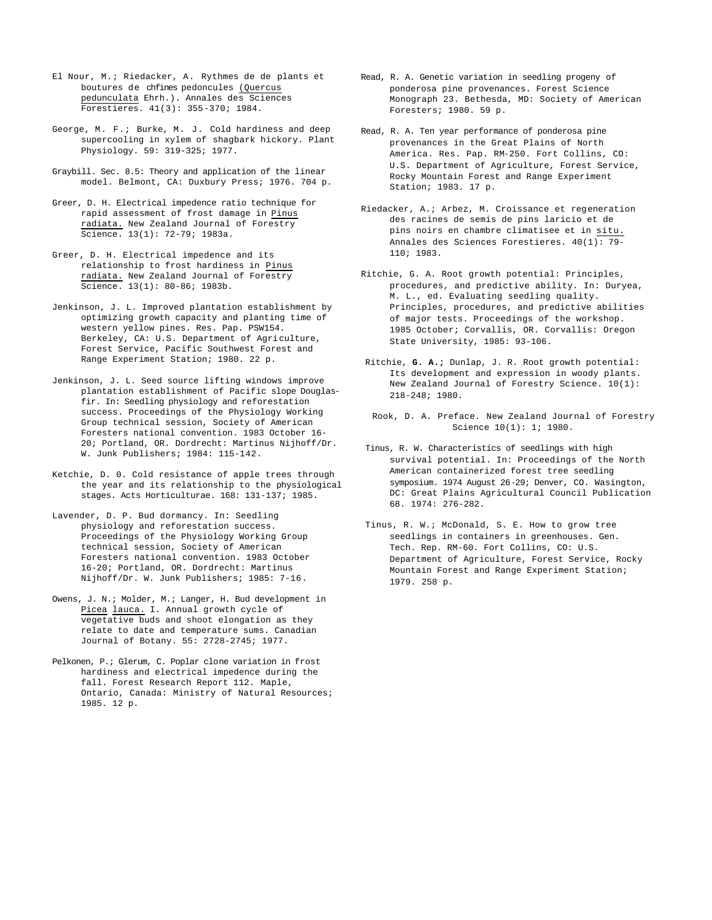El Nour, M.; Riedacker, A. Rythmes de de plants et boutures de chfines pedoncules (Quercus pedunculata Ehrh.). Annales des Sciences Forestieres. 41(3): 355-370; 1984.

George, M. F.; Burke, M. J. Cold hardiness and deep supercooling in xylem of shagbark hickory. Plant Physiology. 59: 319-325; 1977.

Graybill. Sec. 8.5: Theory and application of the linear model. Belmont, CA: Duxbury Press; 1976. 704 p.

Greer, D. H. Electrical impedence ratio technique for rapid assessment of frost damage in Pinus radiata. New Zealand Journal of Forestry Science. 13(1): 72-79; 1983a.

Greer, D. H. Electrical impedence and its relationship to frost hardiness in Pinus radiata. New Zealand Journal of Forestry Science. 13(1): 80-86; 1983b.

Jenkinson, J. L. Improved plantation establishment by optimizing growth capacity and planting time of western yellow pines. Res. Pap. PSW154. Berkeley, CA: U.S. Department of Agriculture, Forest Service, Pacific Southwest Forest and Range Experiment Station; 1980. 22 p.

Jenkinson, J. L. Seed source lifting windows improve plantation establishment of Pacific slope Douglas-fir. In: Seedling physiology and reforestation success. Proceedings of the Physiology Working Group technical session, Society of American Foresters national convention. 1983 October 16-20; Portland, OR. Dordrecht: Martinus Nijhoff/Dr. W. Junk Publishers; 1984: 115-142.

Ketchie, D. 0. Cold resistance of apple trees through the year and its relationship to the physiological stages. Acts Horticulturae. 168: 131-137; 1985.

Lavender, D. P. Bud dormancy. In: Seedling physiology and reforestation success. Proceedings of the Physiology Working Group technical session, Society of American Foresters national convention. 1983 October 16-20; Portland, OR. Dordrecht: Martinus Nijhoff/Dr. W. Junk Publishers; 1985: 7-16.

Owens, J. N.; Molder, M.; Langer, H. Bud development in Picea lauca. I. Annual growth cycle of vegetative buds and shoot elongation as they relate to date and temperature sums. Canadian Journal of Botany. 55: 2728-2745; 1977.

Pelkonen, P.; Glerum, C. Poplar clone variation in frost hardiness and electrical impedence during the fall. Forest Research Report 112. Maple, Ontario, Canada: Ministry of Natural Resources; 1985. 12 p.

Read, R. A. Genetic variation in seedling progeny of ponderosa pine provenances. Forest Science Monograph 23. Bethesda, MD: Society of American Foresters; 1980. 59 p.

Read, R. A. Ten year performance of ponderosa pine provenances in the Great Plains of North America. Res. Pap. RM-250. Fort Collins, CO: U.S. Department of Agriculture, Forest Service, Rocky Mountain Forest and Range Experiment Station; 1983. 17 p.

Riedacker, A.; Arbez, M. Croissance et regeneration des racines de semis de pins laricio et de pins noirs en chambre climatisee et in situ. Annales des Sciences Forestieres. 40(1): 79-110; 1983.

Ritchie, G. A. Root growth potential: Principles, procedures, and predictive ability. In: Duryea, M. L., ed. Evaluating seedling quality. Principles, procedures, and predictive abilities of major tests. Proceedings of the workshop. 1985 October; Corvallis, OR. Corvallis: Oregon State University, 1985: 93-106.

Ritchie, **G. A.;** Dunlap, J. R. Root growth potential: Its development and expression in woody plants. New Zealand Journal of Forestry Science. 10(1): 218-248; 1980.

Rook, D. A. Preface. New Zealand Journal of Forestry Science 10(1): 1; 1980.

Tinus, R. W. Characteristics of seedlings with high survival potential. In: Proceedings of the North American containerized forest tree seedling symposium. 1974 August 26-29; Denver, CO. Wasington, DC: Great Plains Agricultural Council Publication 68. 1974: 276-282.

Tinus, R. W.; McDonald, S. E. How to grow tree seedlings in containers in greenhouses. Gen. Tech. Rep. RM-60. Fort Collins, CO: U.S. Department of Agriculture, Forest Service, Rocky Mountain Forest and Range Experiment Station; 1979. 258 p.